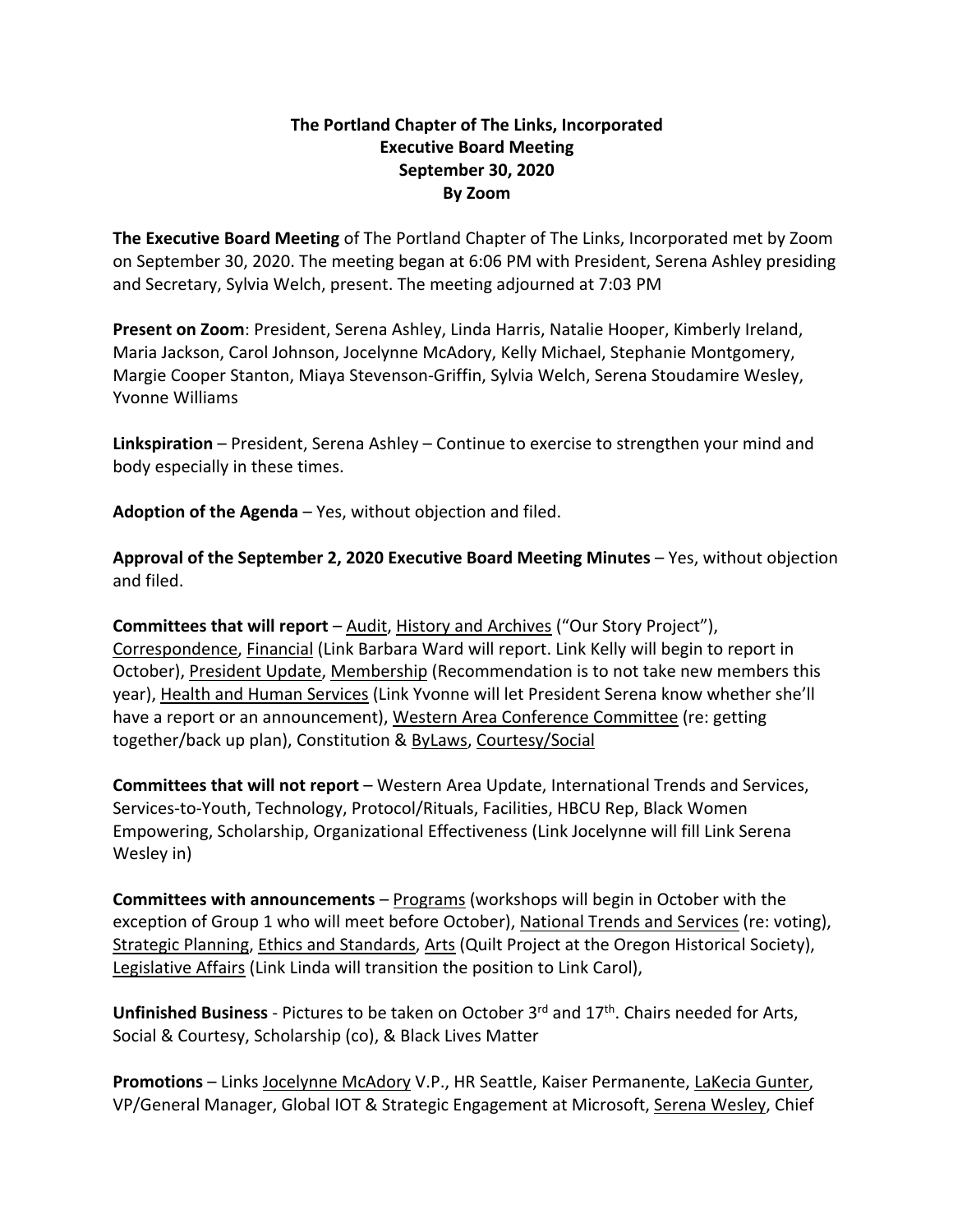**The Portland Chapter of The Links, Incorporated**
**Executive Board Meeting**
**September 30, 2020**
**By Zoom**

**The Executive Board Meeting** of The Portland Chapter of The Links, Incorporated met by Zoom on September 30, 2020. The meeting began at 6:06 PM with President, Serena Ashley presiding and Secretary, Sylvia Welch, present. The meeting adjourned at 7:03 PM

**Present on Zoom**: President, Serena Ashley, Linda Harris, Natalie Hooper, Kimberly Ireland, Maria Jackson, Carol Johnson, Jocelynne McAdory, Kelly Michael, Stephanie Montgomery, Margie Cooper Stanton, Miaya Stevenson-Griffin, Sylvia Welch, Serena Stoudamire Wesley, Yvonne Williams

**Linkspiration** – President, Serena Ashley – Continue to exercise to strengthen your mind and body especially in these times.

**Adoption of the Agenda** – Yes, without objection and filed.

**Approval of the September 2, 2020 Executive Board Meeting Minutes** – Yes, without objection and filed.

**Committees that will report** – Audit, History and Archives ("Our Story Project"), Correspondence, Financial (Link Barbara Ward will report. Link Kelly will begin to report in October), President Update, Membership (Recommendation is to not take new members this year), Health and Human Services (Link Yvonne will let President Serena know whether she'll have a report or an announcement), Western Area Conference Committee (re: getting together/back up plan), Constitution & ByLaws, Courtesy/Social

**Committees that will not report** – Western Area Update, International Trends and Services, Services-to-Youth, Technology, Protocol/Rituals, Facilities, HBCU Rep, Black Women Empowering, Scholarship, Organizational Effectiveness (Link Jocelynne will fill Link Serena Wesley in)

**Committees with announcements** – Programs (workshops will begin in October with the exception of Group 1 who will meet before October), National Trends and Services (re: voting), Strategic Planning, Ethics and Standards, Arts (Quilt Project at the Oregon Historical Society), Legislative Affairs (Link Linda will transition the position to Link Carol),

**Unfinished Business** - Pictures to be taken on October 3rd and 17th. Chairs needed for Arts, Social & Courtesy, Scholarship (co), & Black Lives Matter

**Promotions** – Links Jocelynne McAdory V.P., HR Seattle, Kaiser Permanente, LaKecia Gunter, VP/General Manager, Global IOT & Strategic Engagement at Microsoft, Serena Wesley, Chief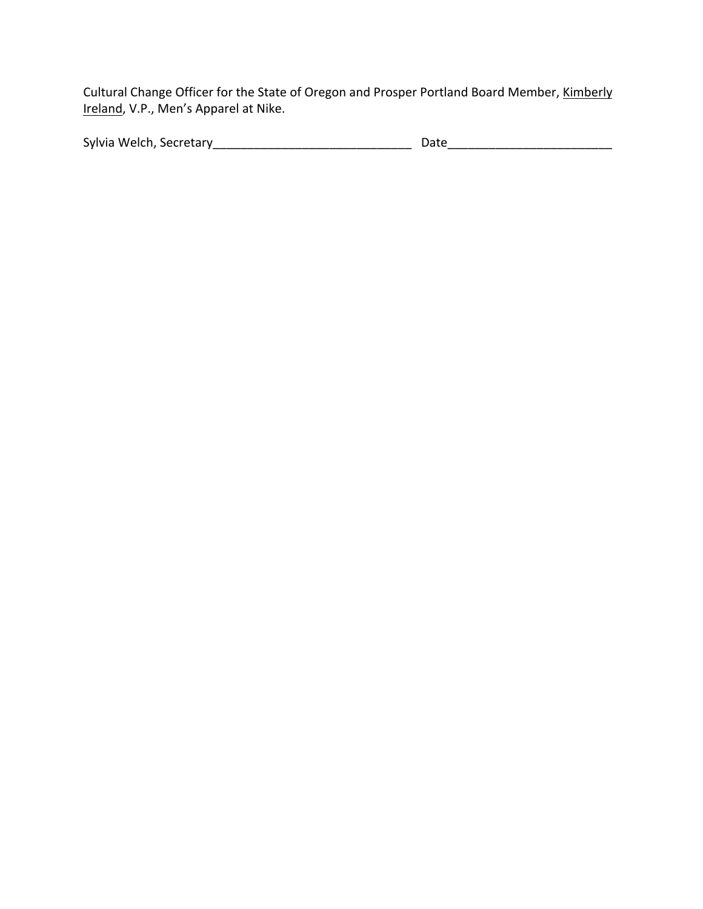Cultural Change Officer for the State of Oregon and Prosper Portland Board Member, <u>Kimberly Ireland</u>, V.P., Men's Apparel at Nike.

Sylvia Welch, Secretary_____________________________ Date________________________